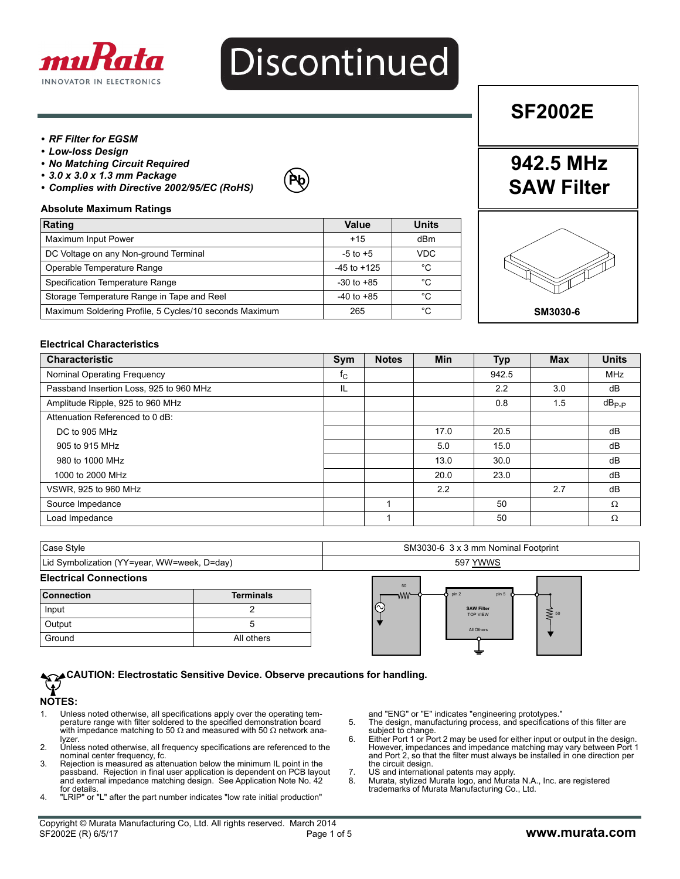Discontinued

# SF2002E

## 942.5 MHz SAW Filter

SM3030-6

- ***RF Filter for EGSM***
- ***Low-loss Design***
- ***No Matching Circuit Required***
- ***3.0 x 3.0 x 1.3 mm Package***
- ***Complies with Directive 2002/95/EC (RoHS)***

### Absolute Maximum Ratings

| Rating | Value | Units |
|---|---|---|
| Maximum Input Power | +15 | dBm |
| DC Voltage on any Non-ground Terminal | -5 to +5 | VDC |
| Operable Temperature Range | -45 to +125 | °C |
| Specification Temperature Range | -30 to +85 | °C |
| Storage Temperature Range in Tape and Reel | -40 to +85 | °C |
| Maximum Soldering Profile, 5 Cycles/10 seconds Maximum | 265 | °C |

### Electrical Characteristics

| Characteristic | Sym | Notes | Min | Typ | Max | Units |
|---|---|---|---|---|---|---|
| Nominal Operating Frequency | $f_C$ | | | 942.5 | | MHz |
| Passband Insertion Loss, 925 to 960 MHz | IL | | | 2.2 | 3.0 | dB |
| Amplitude Ripple, 925 to 960 MHz | | | | 0.8 | 1.5 | $dB_{P-P}$ |
| Attenuation Referenced to 0 dB: | | | | | | |
| DC to 905 MHz | | | 17.0 | 20.5 | | dB |
| 905 to 915 MHz | | | 5.0 | 15.0 | | dB |
| 980 to 1000 MHz | | | 13.0 | 30.0 | | dB |
| 1000 to 2000 MHz | | | 20.0 | 23.0 | | dB |
| VSWR, 925 to 960 MHz | | | 2.2 | | 2.7 | dB |
| Source Impedance | | 1 | | 50 | | Ω |
| Load Impedance | | 1 | | 50 | | Ω |

| | |
|---|---|
| Case Style | SM3030-6 3 x 3 mm Nominal Footprint |
| Lid Symbolization (YY=year, WW=week, D=day) | 597 YWWS |

### Electrical Connections

| Connection | Terminals |
|---|---|
| Input | 2 |
| Output | 5 |
| Ground | All others |

**CAUTION: Electrostatic Sensitive Device. Observe precautions for handling.**

### NOTES:

1. Unless noted otherwise, all specifications apply over the operating temperature range with filter soldered to the specified demonstration board with impedance matching to 50 Ω and measured with 50 Ω network analyzer.
2. Unless noted otherwise, all frequency specifications are referenced to the nominal center frequency, fc.
3. Rejection is measured as attenuation below the minimum IL point in the passband. Rejection in final user application is dependent on PCB layout and external impedance matching design. See Application Note No. 42 for details.
4. "LRIP" or "L" after the part number indicates "low rate initial production" and "ENG" or "E" indicates "engineering prototypes."
5. The design, manufacturing process, and specifications of this filter are subject to change.
6. Either Port 1 or Port 2 may be used for either input or output in the design. However, impedances and impedance matching may vary between Port 1 and Port 2, so that the filter must always be installed in one direction per the circuit design.
7. US and international patents may apply.
8. Murata, stylized Murata logo, and Murata N.A., Inc. are registered trademarks of Murata Manufacturing Co., Ltd.

Copyright © Murata Manufacturing Co, Ltd. All rights reserved. March 2014
SF2002E (R) 6/5/17

www.murata.com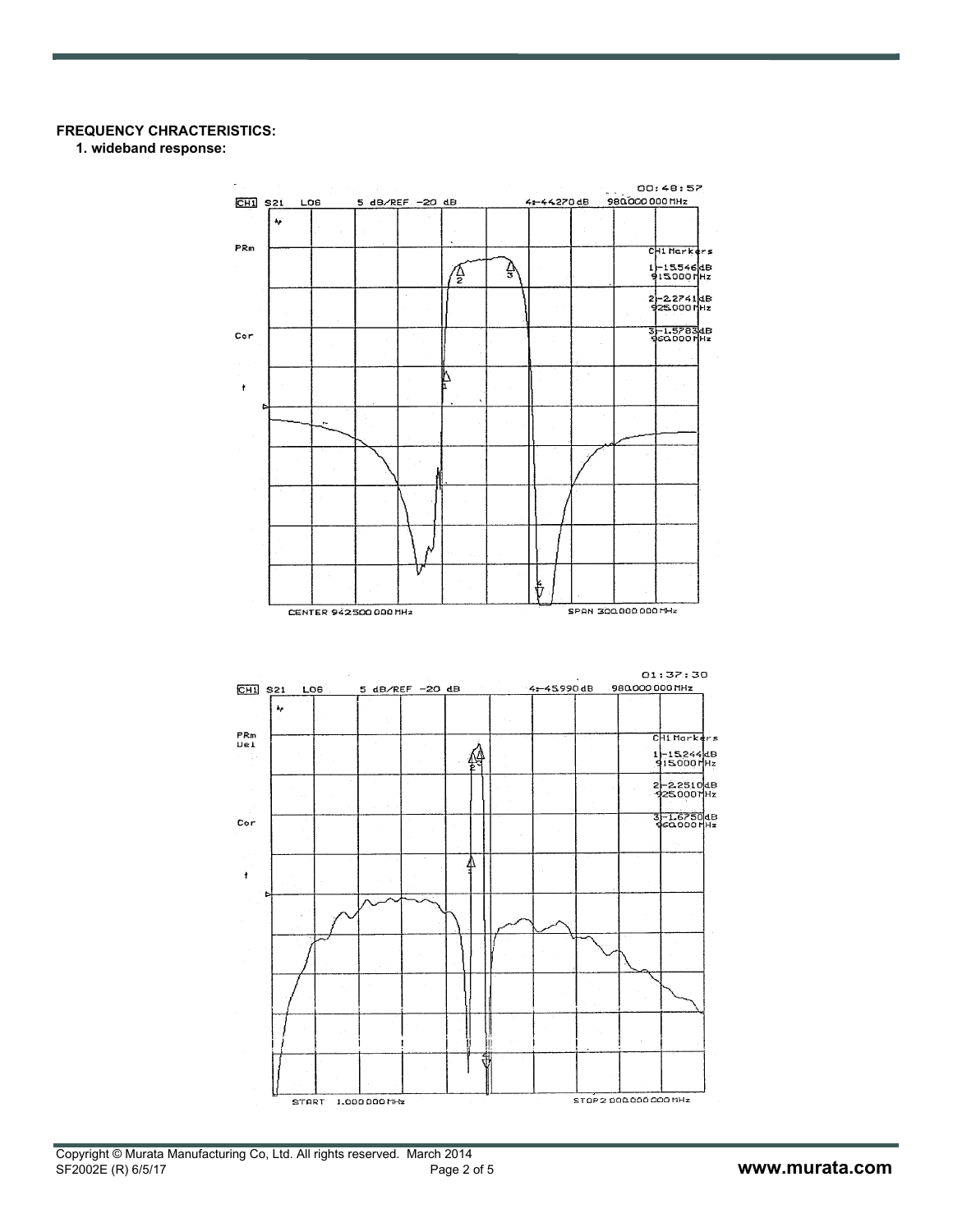**FREQUENCY CHRACTERISTICS:**

**1. wideband response:**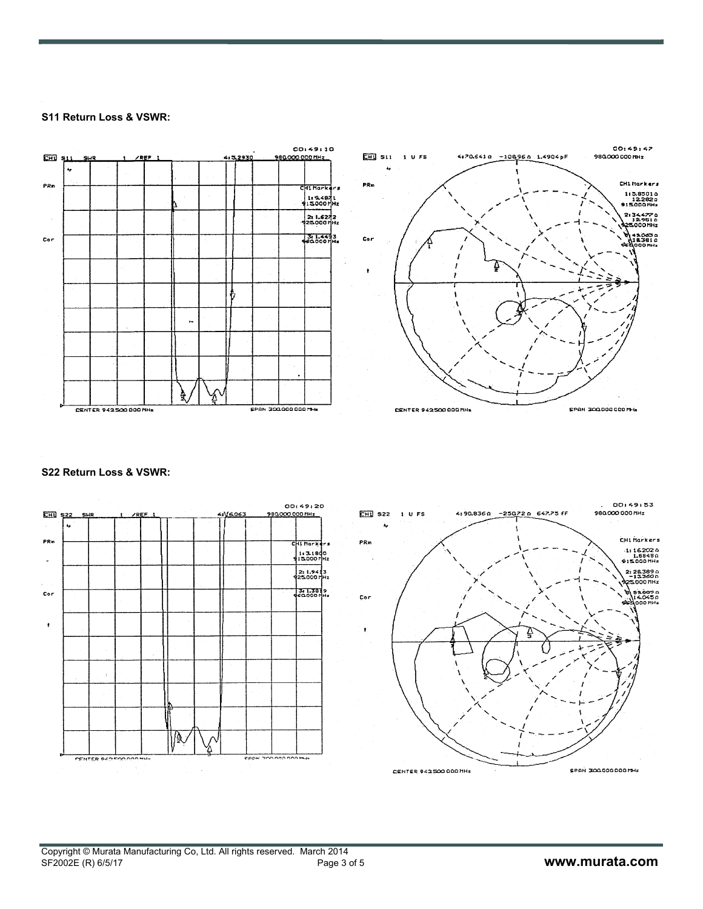**S11 Return Loss & VSWR:**

**S22 Return Loss & VSWR:**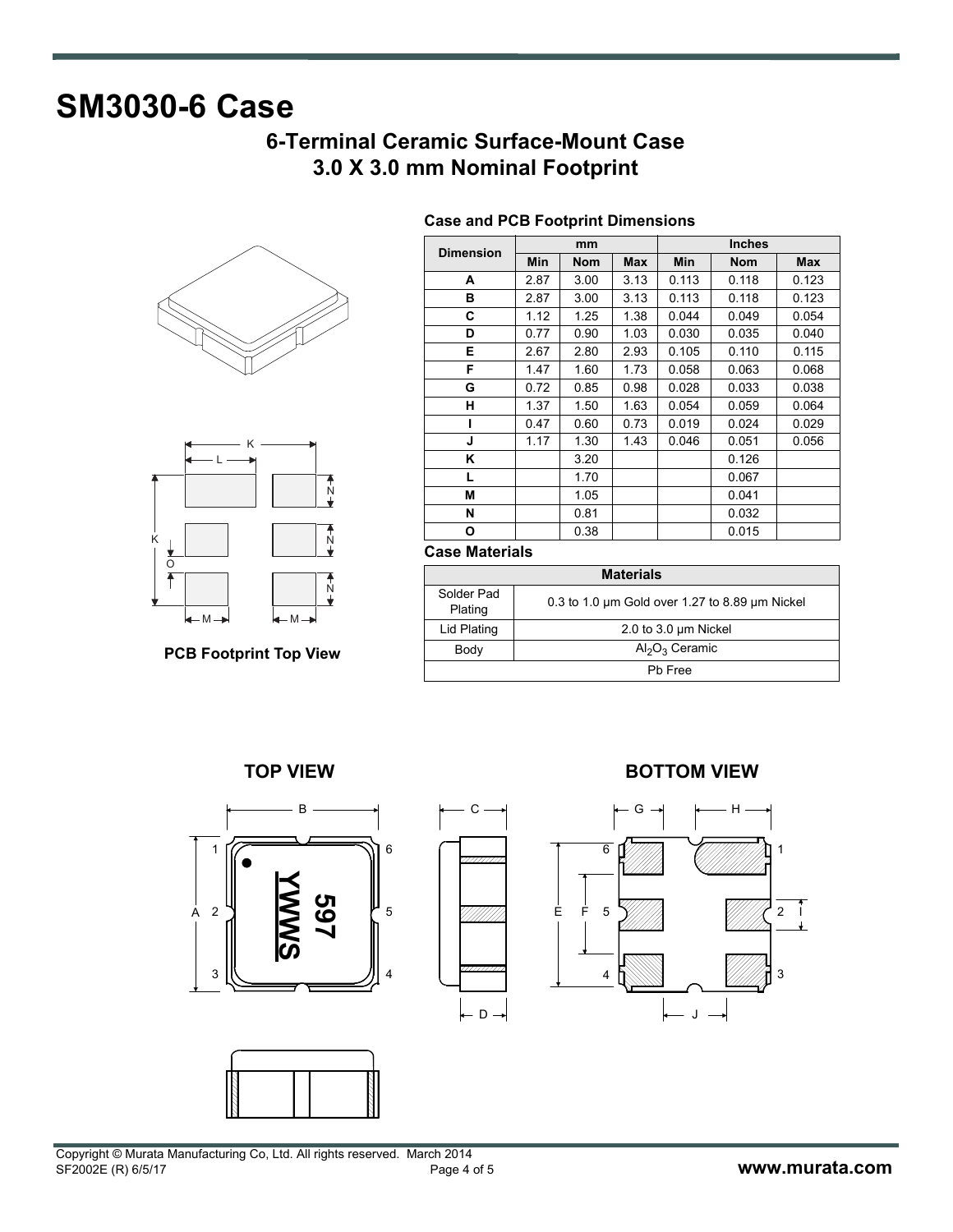# SM3030-6 Case

## 6-Terminal Ceramic Surface-Mount Case
## 3.0 X 3.0 mm Nominal Footprint

**PCB Footprint Top View**

### Case and PCB Footprint Dimensions

| Dimension | mm | | | Inches | | |
|---|---|---|---|---|---|---|
| | Min | Nom | Max | Min | Nom | Max |
| A | 2.87 | 3.00 | 3.13 | 0.113 | 0.118 | 0.123 |
| B | 2.87 | 3.00 | 3.13 | 0.113 | 0.118 | 0.123 |
| C | 1.12 | 1.25 | 1.38 | 0.044 | 0.049 | 0.054 |
| D | 0.77 | 0.90 | 1.03 | 0.030 | 0.035 | 0.040 |
| E | 2.67 | 2.80 | 2.93 | 0.105 | 0.110 | 0.115 |
| F | 1.47 | 1.60 | 1.73 | 0.058 | 0.063 | 0.068 |
| G | 0.72 | 0.85 | 0.98 | 0.028 | 0.033 | 0.038 |
| H | 1.37 | 1.50 | 1.63 | 0.054 | 0.059 | 0.064 |
| I | 0.47 | 0.60 | 0.73 | 0.019 | 0.024 | 0.029 |
| J | 1.17 | 1.30 | 1.43 | 0.046 | 0.051 | 0.056 |
| K | | 3.20 | | | 0.126 | |
| L | | 1.70 | | | 0.067 | |
| M | | 1.05 | | | 0.041 | |
| N | | 0.81 | | | 0.032 | |
| O | | 0.38 | | | 0.015 | |

### Case Materials

| Materials | |
|---|---|
| Solder Pad Plating | 0.3 to 1.0 µm Gold over 1.27 to 8.89 µm Nickel |
| Lid Plating | 2.0 to 3.0 µm Nickel |
| Body | $Al_2O_3$ Ceramic |
| Pb Free | |

**TOP VIEW**

**BOTTOM VIEW**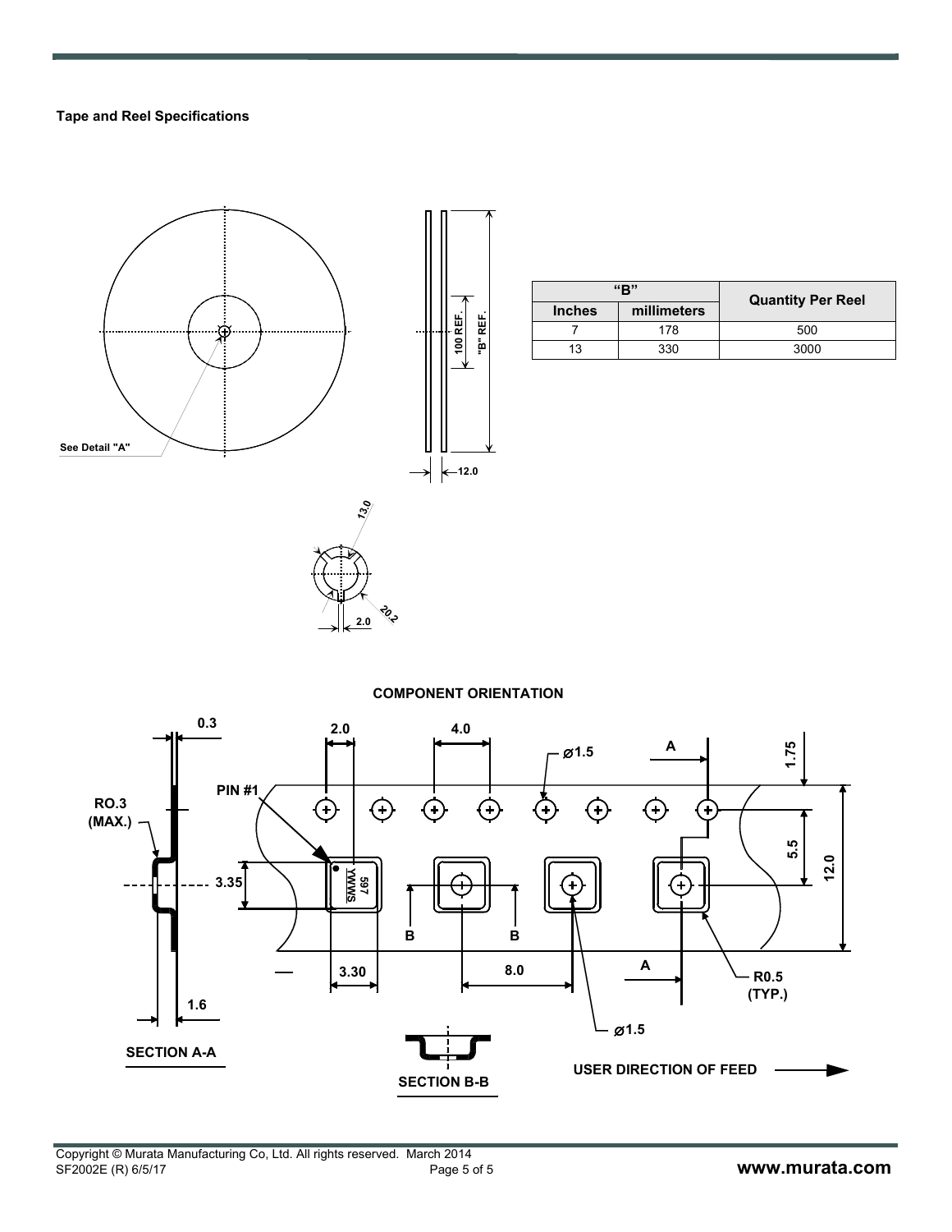**Tape and Reel Specifications**

See Detail "A"

100 REF.

"B" REF.

12.0

13.0

20.2

2.0

| "B" | | Quantity Per Reel |
| --- | --- | --- |
| Inches | millimeters | |
| 7 | 178 | 500 |
| 13 | 330 | 3000 |

**COMPONENT ORIENTATION**

0.3

RO.3 (MAX.)

3.35

1.6

SECTION A-A

PIN #1

2.0

4.0

⌀1.5

A

1.75

5.5

12.0

597 YWWS

B

B

3.30

8.0

A

R0.5 (TYP.)

⌀1.5

SECTION B-B

USER DIRECTION OF FEED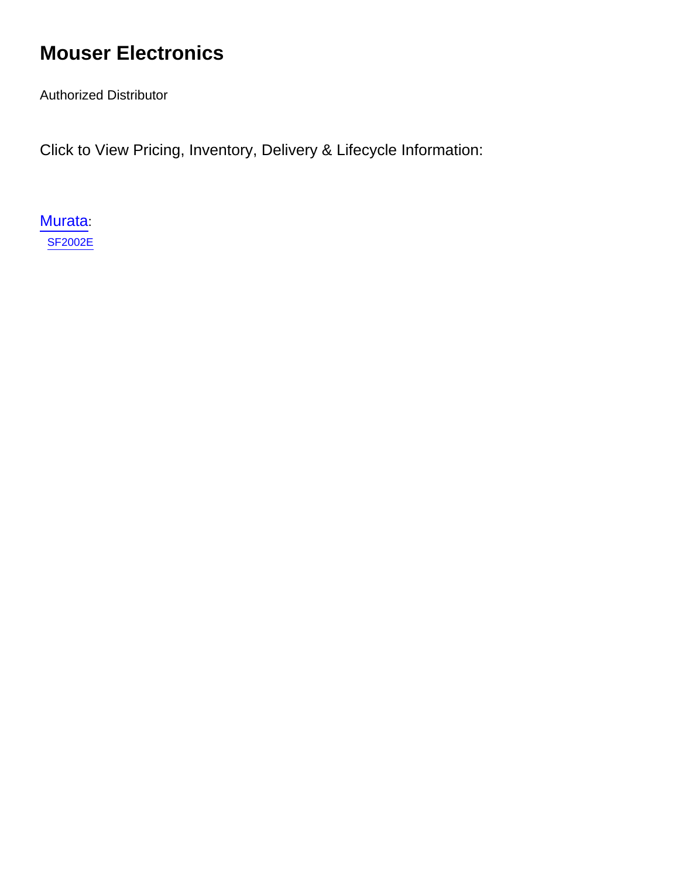# Mouser Electronics

Authorized Distributor

Click to View Pricing, Inventory, Delivery & Lifecycle Information:

Murata:

SF2002E